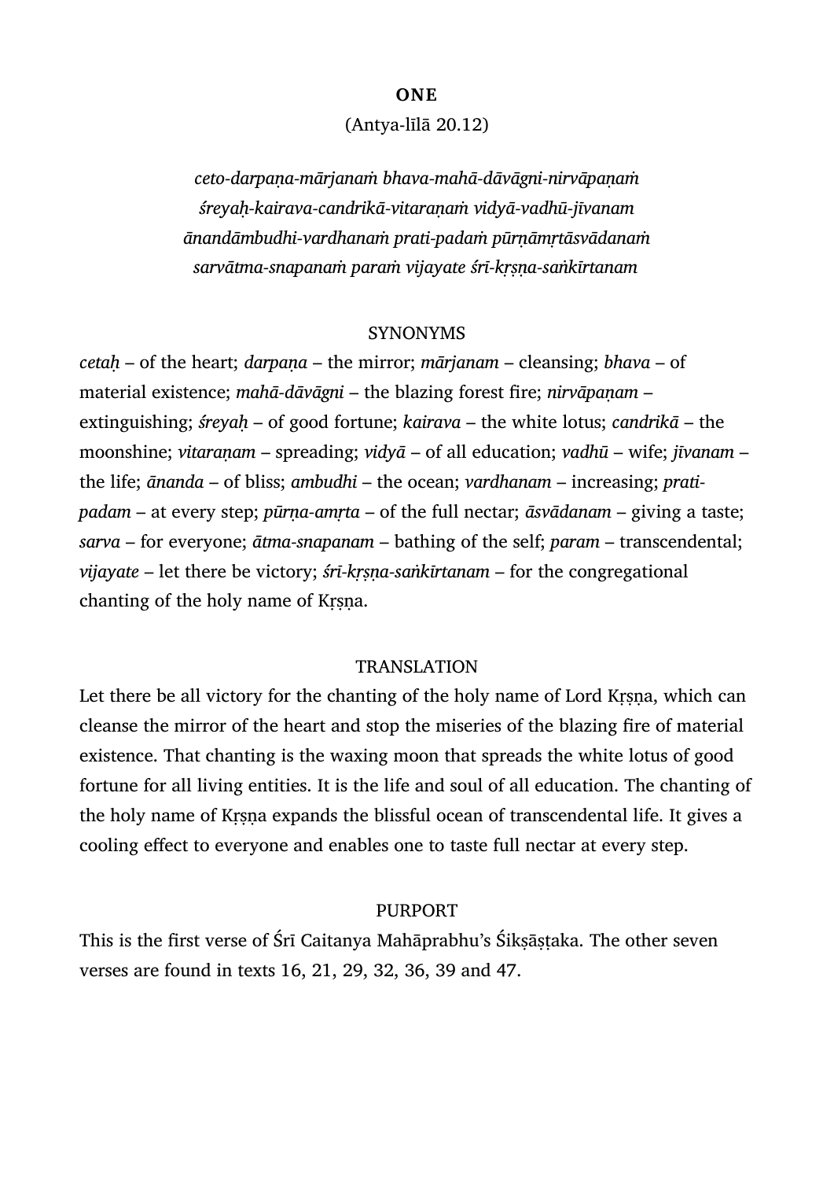# ONE

(Antya-līlā 20.12)

*ceto-darpaṇa-mārjanaṁ bhava-mahā-dāvāgni-nirvāpaṇaṁ*
*śreyaḥ-kairava-candrikā-vitaraṇaṁ vidyā-vadhū-jīvanam*
*ānandāmbudhi-vardhanaṁ prati-padaṁ pūrṇāmṛtāsvādanaṁ*
*sarvātma-snapanaṁ paraṁ vijayate śrī-kṛṣṇa-saṅkīrtanam*

## SYNONYMS

*cetaḥ* – of the heart; *darpaṇa* – the mirror; *mārjanam* – cleansing; *bhava* – of material existence; *mahā-dāvāgni* – the blazing forest fire; *nirvāpaṇam* – extinguishing; *śreyaḥ* – of good fortune; *kairava* – the white lotus; *candrikā* – the moonshine; *vitaraṇam* – spreading; *vidyā* – of all education; *vadhū* – wife; *jīvanam* – the life; *ānanda* – of bliss; *ambudhi* – the ocean; *vardhanam* – increasing; *prati-padam* – at every step; *pūrṇa-amṛta* – of the full nectar; *āsvādanam* – giving a taste; *sarva* – for everyone; *ātma-snapanam* – bathing of the self; *param* – transcendental; *vijayate* – let there be victory; *śrī-kṛṣṇa-saṅkīrtanam* – for the congregational chanting of the holy name of Kṛṣṇa.

## TRANSLATION

Let there be all victory for the chanting of the holy name of Lord Kṛṣṇa, which can cleanse the mirror of the heart and stop the miseries of the blazing fire of material existence. That chanting is the waxing moon that spreads the white lotus of good fortune for all living entities. It is the life and soul of all education. The chanting of the holy name of Kṛṣṇa expands the blissful ocean of transcendental life. It gives a cooling effect to everyone and enables one to taste full nectar at every step.

## PURPORT

This is the first verse of Śrī Caitanya Mahāprabhu's Śikṣāṣṭaka. The other seven verses are found in texts 16, 21, 29, 32, 36, 39 and 47.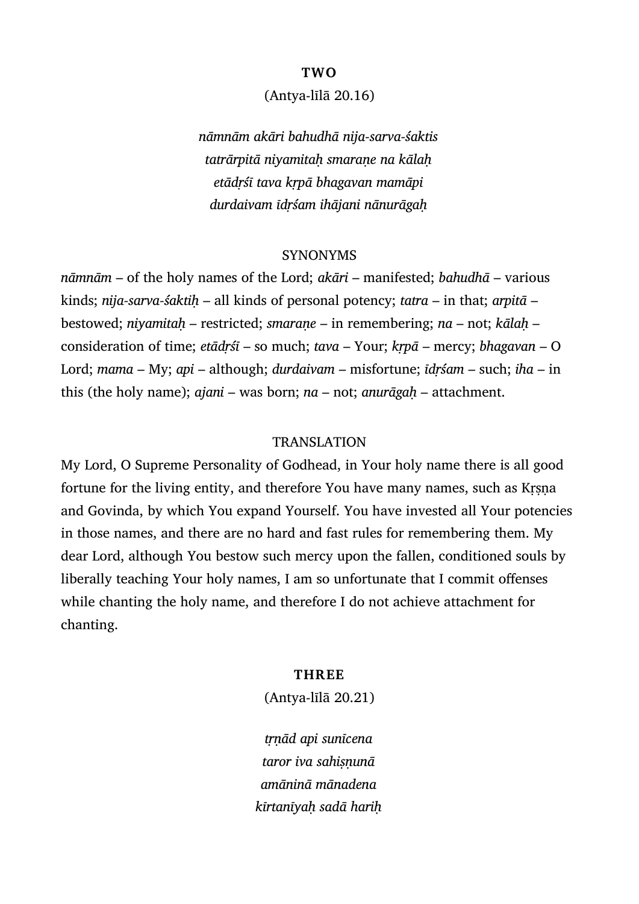## TWO

(Antya-līlā 20.16)

*nāmnām akāri bahudhā nija-sarva-śaktis*
*tatrārpitā niyamitaḥ smaraṇe na kālaḥ*
*etādṛśī tava kṛpā bhagavan mamāpi*
*durdaivam īdṛśam ihājani nānurāgaḥ*

SYNONYMS

*nāmnām* – of the holy names of the Lord; *akāri* – manifested; *bahudhā* – various kinds; *nija-sarva-śaktiḥ* – all kinds of personal potency; *tatra* – in that; *arpitā* – bestowed; *niyamitaḥ* – restricted; *smaraṇe* – in remembering; *na* – not; *kālaḥ* – consideration of time; *etādṛśī* – so much; *tava* – Your; *kṛpā* – mercy; *bhagavan* – O Lord; *mama* – My; *api* – although; *durdaivam* – misfortune; *īdṛśam* – such; *iha* – in this (the holy name); *ajani* – was born; *na* – not; *anurāgaḥ* – attachment.

TRANSLATION

My Lord, O Supreme Personality of Godhead, in Your holy name there is all good fortune for the living entity, and therefore You have many names, such as Kṛṣṇa and Govinda, by which You expand Yourself. You have invested all Your potencies in those names, and there are no hard and fast rules for remembering them. My dear Lord, although You bestow such mercy upon the fallen, conditioned souls by liberally teaching Your holy names, I am so unfortunate that I commit offenses while chanting the holy name, and therefore I do not achieve attachment for chanting.

## THREE

(Antya-līlā 20.21)

*tṛṇād api sunīcena*
*taror iva sahiṣṇunā*
*amāninā mānadena*
*kīrtanīyaḥ sadā hariḥ*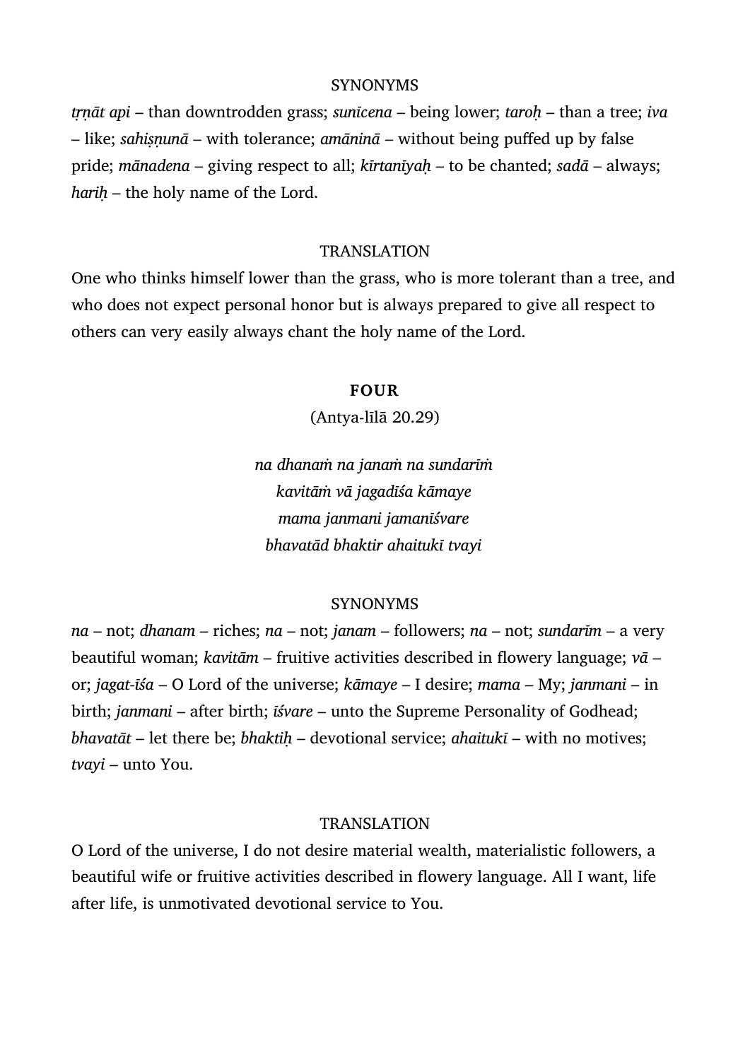SYNONYMS

*tṛṇāt api* – than downtrodden grass; *sunīcena* – being lower; *taroḥ* – than a tree; *iva* – like; *sahiṣṇunā* – with tolerance; *amāninā* – without being puffed up by false pride; *mānadena* – giving respect to all; *kīrtanīyaḥ* – to be chanted; *sadā* – always; *hariḥ* – the holy name of the Lord.

TRANSLATION

One who thinks himself lower than the grass, who is more tolerant than a tree, and who does not expect personal honor but is always prepared to give all respect to others can very easily always chant the holy name of the Lord.

**FOUR**

(Antya-līlā 20.29)

*na dhanaṁ na janaṁ na sundarīṁ*
*kavitāṁ vā jagadīśa kāmaye*
*mama janmani jamanīśvare*
*bhavatād bhaktir ahaitukī tvayi*

SYNONYMS

*na* – not; *dhanam* – riches; *na* – not; *janam* – followers; *na* – not; *sundarīm* – a very beautiful woman; *kavitām* – fruitive activities described in flowery language; *vā* – or; *jagat-īśa* – O Lord of the universe; *kāmaye* – I desire; *mama* – My; *janmani* – in birth; *janmani* – after birth; *īśvare* – unto the Supreme Personality of Godhead; *bhavatāt* – let there be; *bhaktiḥ* – devotional service; *ahaitukī* – with no motives; *tvayi* – unto You.

TRANSLATION

O Lord of the universe, I do not desire material wealth, materialistic followers, a beautiful wife or fruitive activities described in flowery language. All I want, life after life, is unmotivated devotional service to You.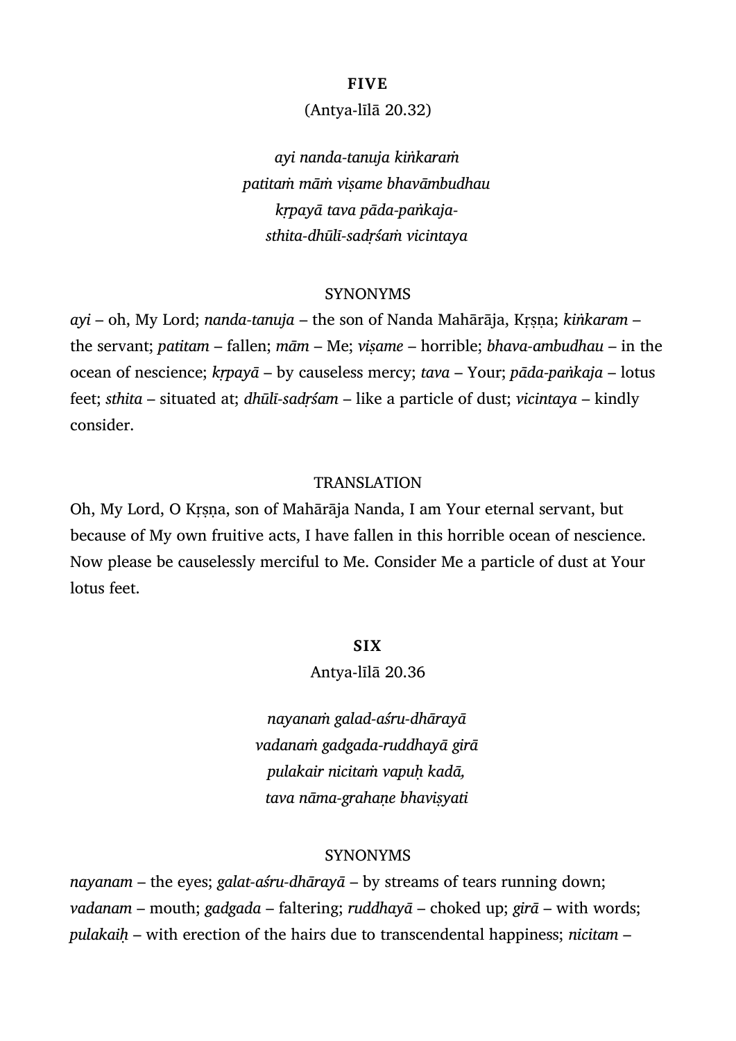## FIVE

(Antya-līlā 20.32)

*ayi nanda-tanuja kiṅkaraṁ*
*patitaṁ māṁ viṣame bhavāmbudhau*
*kṛpayā tava pāda-paṅkaja-*
*sthita-dhūlī-sadṛśaṁ vicintaya*

### SYNONYMS

*ayi* – oh, My Lord; *nanda-tanuja* – the son of Nanda Mahārāja, Kṛṣṇa; *kiṅkaram* – the servant; *patitam* – fallen; *mām* – Me; *viṣame* – horrible; *bhava-ambudhau* – in the ocean of nescience; *kṛpayā* – by causeless mercy; *tava* – Your; *pāda-paṅkaja* – lotus feet; *sthita* – situated at; *dhūlī-sadṛśam* – like a particle of dust; *vicintaya* – kindly consider.

### TRANSLATION

Oh, My Lord, O Kṛṣṇa, son of Mahārāja Nanda, I am Your eternal servant, but because of My own fruitive acts, I have fallen in this horrible ocean of nescience. Now please be causelessly merciful to Me. Consider Me a particle of dust at Your lotus feet.

## SIX

Antya-līlā 20.36

*nayanaṁ galad-aśru-dhārayā*
*vadanaṁ gadgada-ruddhayā girā*
*pulakair nicitaṁ vapuḥ kadā,*
*tava nāma-grahaṇe bhaviṣyati*

### SYNONYMS

*nayanam* – the eyes; *galat-aśru-dhārayā* – by streams of tears running down; *vadanam* – mouth; *gadgada* – faltering; *ruddhayā* – choked up; *girā* – with words; *pulakaiḥ* – with erection of the hairs due to transcendental happiness; *nicitam* –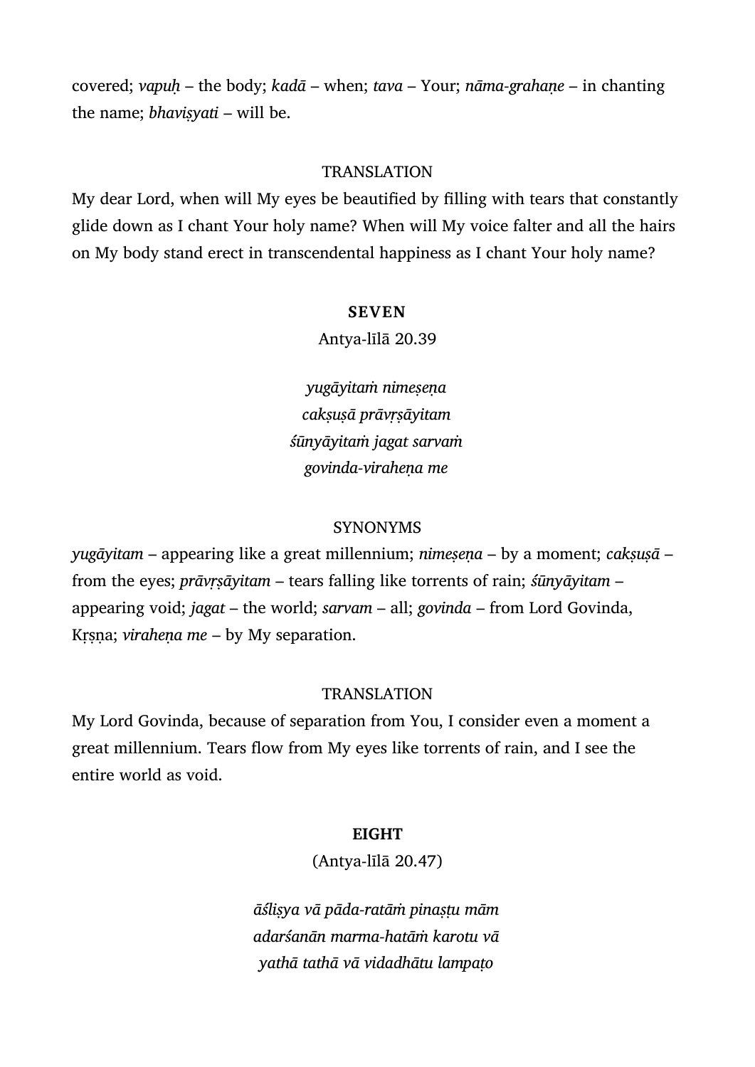covered; *vapuḥ* – the body; *kadā* – when; *tava* – Your; *nāma-grahaṇe* – in chanting the name; *bhaviṣyati* – will be.

TRANSLATION

My dear Lord, when will My eyes be beautified by filling with tears that constantly glide down as I chant Your holy name? When will My voice falter and all the hairs on My body stand erect in transcendental happiness as I chant Your holy name?

**SEVEN**

Antya-līlā 20.39

*yugāyitaṁ nimeṣeṇa*
*cakṣuṣā prāvṛṣāyitam*
*śūnyāyitaṁ jagat sarvaṁ*
*govinda-viraheṇa me*

SYNONYMS

*yugāyitam* – appearing like a great millennium; *nimeṣeṇa* – by a moment; *cakṣuṣā* – from the eyes; *prāvṛṣāyitam* – tears falling like torrents of rain; *śūnyāyitam* – appearing void; *jagat* – the world; *sarvam* – all; *govinda* – from Lord Govinda, Kṛṣṇa; *viraheṇa me* – by My separation.

TRANSLATION

My Lord Govinda, because of separation from You, I consider even a moment a great millennium. Tears flow from My eyes like torrents of rain, and I see the entire world as void.

**EIGHT**

(Antya-līlā 20.47)

*āśliṣya vā pāda-ratāṁ pinaṣṭu mām*
*adarśanān marma-hatāṁ karotu vā*
*yathā tathā vā vidadhātu lampaṭo*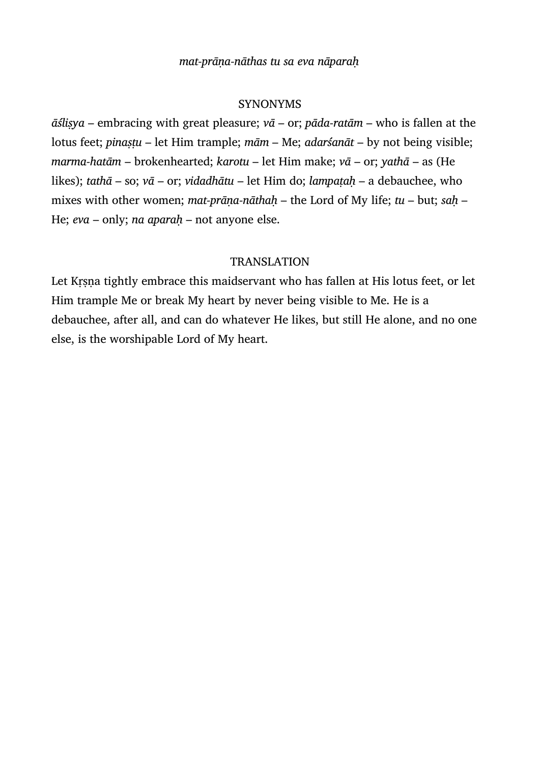*mat-prāṇa-nāthas tu sa eva nāparaḥ*

SYNONYMS

*āśliṣya* – embracing with great pleasure; *vā* – or; *pāda-ratām* – who is fallen at the lotus feet; *pinaṣṭu* – let Him trample; *mām* – Me; *adarśanāt* – by not being visible; *marma-hatām* – brokenhearted; *karotu* – let Him make; *vā* – or; *yathā* – as (He likes); *tathā* – so; *vā* – or; *vidadhātu* – let Him do; *lampaṭaḥ* – a debauchee, who mixes with other women; *mat-prāṇa-nāthaḥ* – the Lord of My life; *tu* – but; *saḥ* – He; *eva* – only; *na aparaḥ* – not anyone else.

TRANSLATION

Let Kṛṣṇa tightly embrace this maidservant who has fallen at His lotus feet, or let Him trample Me or break My heart by never being visible to Me. He is a debauchee, after all, and can do whatever He likes, but still He alone, and no one else, is the worshipable Lord of My heart.